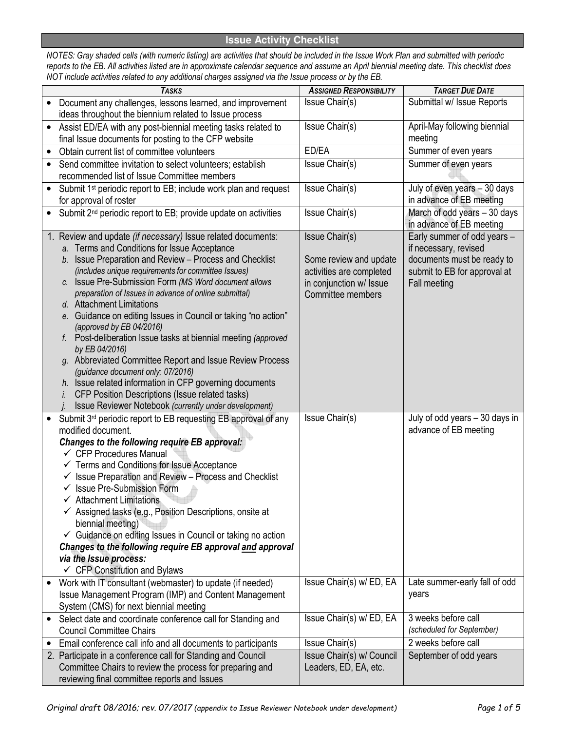## Issue Activity Checklist

*NOTES: Gray shaded cells (with numeric listing) are activities that should be included in the Issue Work Plan and submitted with periodic reports to the EB. All activities listed are in approximate calendar sequence and assume an April biennial meeting date. This checklist does NOT include activities related to any additional charges assigned via the Issue process or by the EB.*

| ***Tasks*** | ***Assigned Responsibility*** | ***Target Due Date*** |
|---|---|---|
| • Document any challenges, lessons learned, and improvement ideas throughout the biennium related to Issue process | Issue Chair(s) | Submittal w/ Issue Reports |
| • Assist ED/EA with any post-biennial meeting tasks related to final Issue documents for posting to the CFP website | Issue Chair(s) | April-May following biennial meeting |
| • Obtain current list of committee volunteers | ED/EA | Summer of even years |
| • Send committee invitation to select volunteers; establish recommended list of Issue Committee members | Issue Chair(s) | Summer of even years |
| • Submit 1st periodic report to EB; include work plan and request for approval of roster | Issue Chair(s) | July of even years – 30 days in advance of EB meeting |
| • Submit 2nd periodic report to EB; provide update on activities | Issue Chair(s) | March of odd years – 30 days in advance of EB meeting |
| 1. Review and update *(if necessary)* Issue related documents:<br>*a.* Terms and Conditions for Issue Acceptance<br>*b.* Issue Preparation and Review – Process and Checklist *(includes unique requirements for committee Issues)*<br>*c.* Issue Pre-Submission Form *(MS Word document allows preparation of Issues in advance of online submittal)*<br>*d.* Attachment Limitations<br>*e.* Guidance on editing Issues in Council or taking "no action" *(approved by EB 04/2016)*<br>*f.* Post-deliberation Issue tasks at biennial meeting *(approved by EB 04/2016)*<br>*g.* Abbreviated Committee Report and Issue Review Process *(guidance document only; 07/2016)*<br>*h.* Issue related information in CFP governing documents<br>*i.* CFP Position Descriptions (Issue related tasks)<br>*j.* Issue Reviewer Notebook *(currently under development)* | Issue Chair(s)<br><br>Some review and update activities are completed in conjunction w/ Issue Committee members | Early summer of odd years – if necessary, revised documents must be ready to submit to EB for approval at Fall meeting |
| • Submit 3rd periodic report to EB requesting EB approval of any modified document.<br>***Changes to the following require EB approval:***<br>✓ CFP Procedures Manual<br>✓ Terms and Conditions for Issue Acceptance<br>✓ Issue Preparation and Review – Process and Checklist<br>✓ Issue Pre-Submission Form<br>✓ Attachment Limitations<br>✓ Assigned tasks (e.g., Position Descriptions, onsite at biennial meeting)<br>✓ Guidance on editing Issues in Council or taking no action<br>***Changes to the following require EB approval and approval via the Issue process:***<br>✓ CFP Constitution and Bylaws | Issue Chair(s) | July of odd years – 30 days in advance of EB meeting |
| • Work with IT consultant (webmaster) to update (if needed) Issue Management Program (IMP) and Content Management System (CMS) for next biennial meeting | Issue Chair(s) w/ ED, EA | Late summer-early fall of odd years |
| • Select date and coordinate conference call for Standing and Council Committee Chairs | Issue Chair(s) w/ ED, EA | 3 weeks before call *(scheduled for September)* |
| • Email conference call info and all documents to participants | Issue Chair(s) | 2 weeks before call |
| 2. Participate in a conference call for Standing and Council Committee Chairs to review the process for preparing and reviewing final committee reports and Issues | Issue Chair(s) w/ Council Leaders, ED, EA, etc. | September of odd years |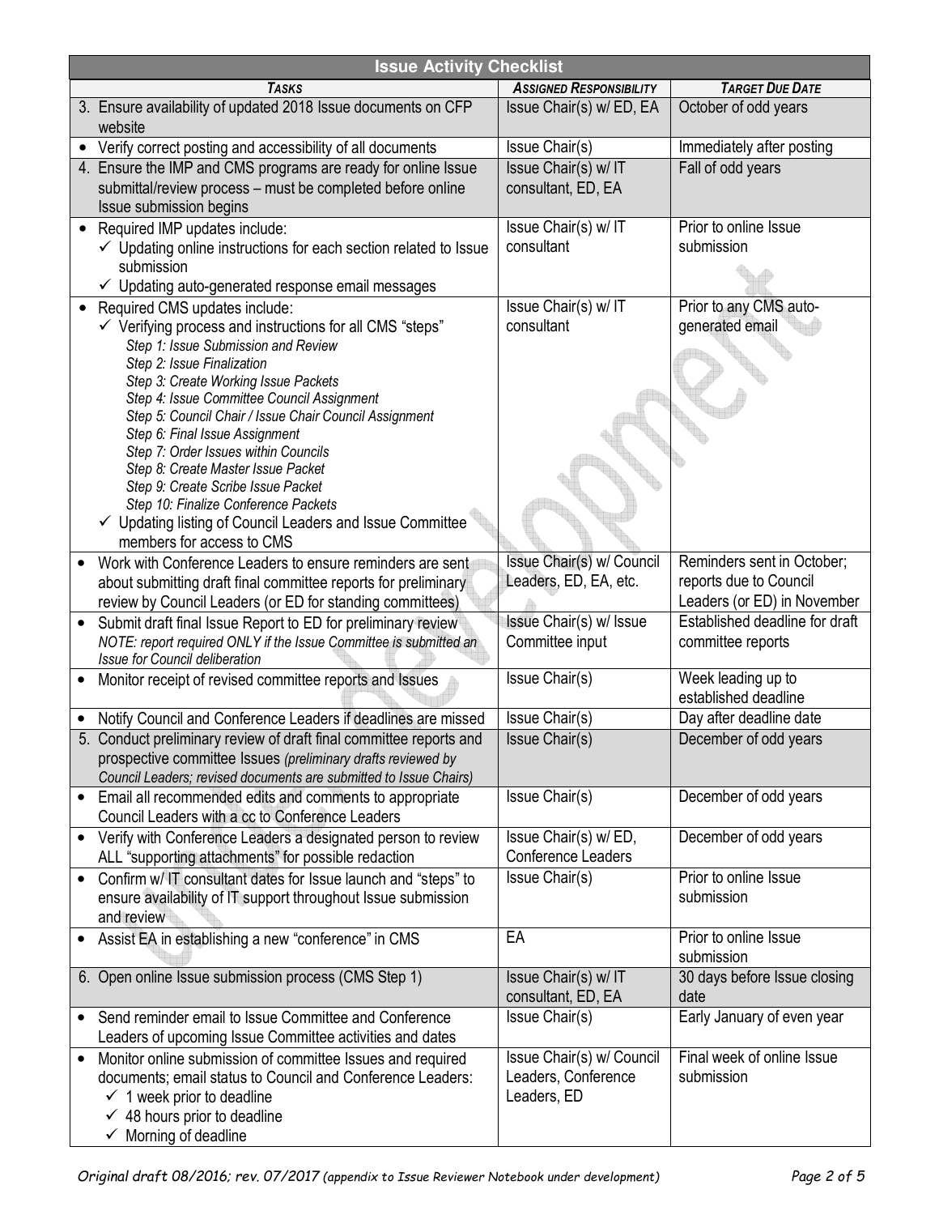| Issue Activity Checklist | | |
|---|---|---|
| ***TASKS*** | ***ASSIGNED RESPONSIBILITY*** | ***TARGET DUE DATE*** |
| 3. Ensure availability of updated 2018 Issue documents on CFP website | Issue Chair(s) w/ ED, EA | October of odd years |
| • Verify correct posting and accessibility of all documents | Issue Chair(s) | Immediately after posting |
| 4. Ensure the IMP and CMS programs are ready for online Issue submittal/review process – must be completed before online Issue submission begins | Issue Chair(s) w/ IT consultant, ED, EA | Fall of odd years |
| • Required IMP updates include:<br>✓ Updating online instructions for each section related to Issue submission<br>✓ Updating auto-generated response email messages | Issue Chair(s) w/ IT consultant | Prior to online Issue submission |
| • Required CMS updates include:<br>✓ Verifying process and instructions for all CMS "steps"<br>*Step 1: Issue Submission and Review*<br>*Step 2: Issue Finalization*<br>*Step 3: Create Working Issue Packets*<br>*Step 4: Issue Committee Council Assignment*<br>*Step 5: Council Chair / Issue Chair Council Assignment*<br>*Step 6: Final Issue Assignment*<br>*Step 7: Order Issues within Councils*<br>*Step 8: Create Master Issue Packet*<br>*Step 9: Create Scribe Issue Packet*<br>*Step 10: Finalize Conference Packets*<br>✓ Updating listing of Council Leaders and Issue Committee members for access to CMS | Issue Chair(s) w/ IT consultant | Prior to any CMS auto-generated email |
| • Work with Conference Leaders to ensure reminders are sent about submitting draft final committee reports for preliminary review by Council Leaders (or ED for standing committees) | Issue Chair(s) w/ Council Leaders, ED, EA, etc. | Reminders sent in October; reports due to Council Leaders (or ED) in November |
| • Submit draft final Issue Report to ED for preliminary review<br>*NOTE: report required ONLY if the Issue Committee is submitted an Issue for Council deliberation* | Issue Chair(s) w/ Issue Committee input | Established deadline for draft committee reports |
| • Monitor receipt of revised committee reports and Issues | Issue Chair(s) | Week leading up to established deadline |
| • Notify Council and Conference Leaders if deadlines are missed | Issue Chair(s) | Day after deadline date |
| 5. Conduct preliminary review of draft final committee reports and prospective committee Issues *(preliminary drafts reviewed by Council Leaders; revised documents are submitted to Issue Chairs)* | Issue Chair(s) | December of odd years |
| • Email all recommended edits and comments to appropriate Council Leaders with a cc to Conference Leaders | Issue Chair(s) | December of odd years |
| • Verify with Conference Leaders a designated person to review ALL "supporting attachments" for possible redaction | Issue Chair(s) w/ ED, Conference Leaders | December of odd years |
| • Confirm w/ IT consultant dates for Issue launch and "steps" to ensure availability of IT support throughout Issue submission and review | Issue Chair(s) | Prior to online Issue submission |
| • Assist EA in establishing a new "conference" in CMS | EA | Prior to online Issue submission |
| 6. Open online Issue submission process (CMS Step 1) | Issue Chair(s) w/ IT consultant, ED, EA | 30 days before Issue closing date |
| • Send reminder email to Issue Committee and Conference Leaders of upcoming Issue Committee activities and dates | Issue Chair(s) | Early January of even year |
| • Monitor online submission of committee Issues and required documents; email status to Council and Conference Leaders:<br>✓ 1 week prior to deadline<br>✓ 48 hours prior to deadline<br>✓ Morning of deadline | Issue Chair(s) w/ Council Leaders, Conference Leaders, ED | Final week of online Issue submission |

*Original draft 08/2016; rev. 07/2017 (appendix to Issue Reviewer Notebook under development)*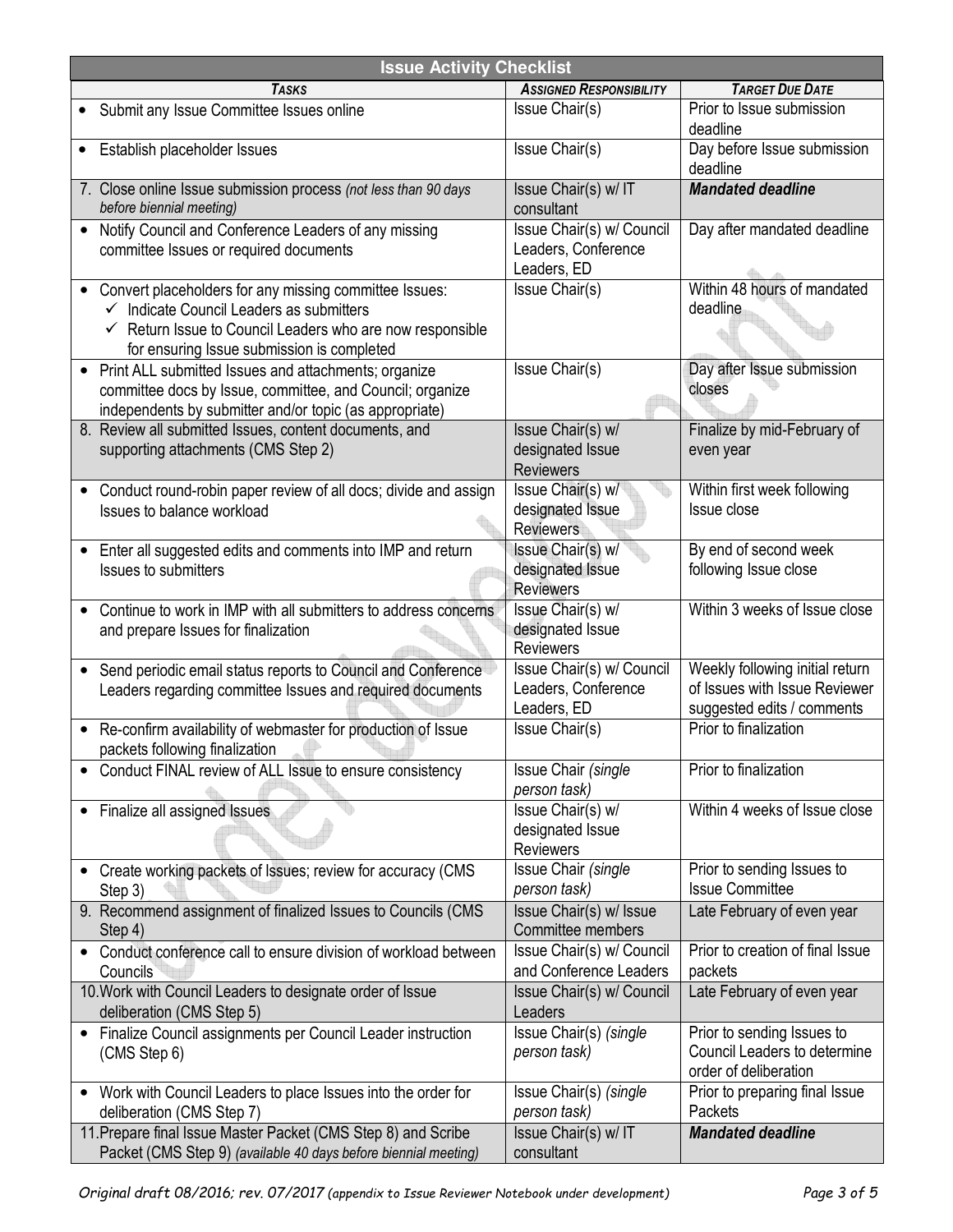| **Issue Activity Checklist** | | |
|---|---|---|
| ***Tasks*** | ***Assigned Responsibility*** | ***Target Due Date*** |
| • Submit any Issue Committee Issues online | Issue Chair(s) | Prior to Issue submission deadline |
| • Establish placeholder Issues | Issue Chair(s) | Day before Issue submission deadline |
| 7. Close online Issue submission process *(not less than 90 days before biennial meeting)* | Issue Chair(s) w/ IT consultant | ***Mandated deadline*** |
| • Notify Council and Conference Leaders of any missing committee Issues or required documents | Issue Chair(s) w/ Council Leaders, Conference Leaders, ED | Day after mandated deadline |
| • Convert placeholders for any missing committee Issues: ✓ Indicate Council Leaders as submitters ✓ Return Issue to Council Leaders who are now responsible for ensuring Issue submission is completed | Issue Chair(s) | Within 48 hours of mandated deadline |
| • Print ALL submitted Issues and attachments; organize committee docs by Issue, committee, and Council; organize independents by submitter and/or topic (as appropriate) | Issue Chair(s) | Day after Issue submission closes |
| 8. Review all submitted Issues, content documents, and supporting attachments (CMS Step 2) | Issue Chair(s) w/ designated Issue Reviewers | Finalize by mid-February of even year |
| • Conduct round-robin paper review of all docs; divide and assign Issues to balance workload | Issue Chair(s) w/ designated Issue Reviewers | Within first week following Issue close |
| • Enter all suggested edits and comments into IMP and return Issues to submitters | Issue Chair(s) w/ designated Issue Reviewers | By end of second week following Issue close |
| • Continue to work in IMP with all submitters to address concerns and prepare Issues for finalization | Issue Chair(s) w/ designated Issue Reviewers | Within 3 weeks of Issue close |
| • Send periodic email status reports to Council and Conference Leaders regarding committee Issues and required documents | Issue Chair(s) w/ Council Leaders, Conference Leaders, ED | Weekly following initial return of Issues with Issue Reviewer suggested edits / comments |
| • Re-confirm availability of webmaster for production of Issue packets following finalization | Issue Chair(s) | Prior to finalization |
| • Conduct FINAL review of ALL Issue to ensure consistency | Issue Chair *(single person task)* | Prior to finalization |
| • Finalize all assigned Issues | Issue Chair(s) w/ designated Issue Reviewers | Within 4 weeks of Issue close |
| • Create working packets of Issues; review for accuracy (CMS Step 3) | Issue Chair *(single person task)* | Prior to sending Issues to Issue Committee |
| 9. Recommend assignment of finalized Issues to Councils (CMS Step 4) | Issue Chair(s) w/ Issue Committee members | Late February of even year |
| • Conduct conference call to ensure division of workload between Councils | Issue Chair(s) w/ Council and Conference Leaders | Prior to creation of final Issue packets |
| 10. Work with Council Leaders to designate order of Issue deliberation (CMS Step 5) | Issue Chair(s) w/ Council Leaders | Late February of even year |
| • Finalize Council assignments per Council Leader instruction (CMS Step 6) | Issue Chair(s) *(single person task)* | Prior to sending Issues to Council Leaders to determine order of deliberation |
| • Work with Council Leaders to place Issues into the order for deliberation (CMS Step 7) | Issue Chair(s) *(single person task)* | Prior to preparing final Issue Packets |
| 11. Prepare final Issue Master Packet (CMS Step 8) and Scribe Packet (CMS Step 9) *(available 40 days before biennial meeting)* | Issue Chair(s) w/ IT consultant | ***Mandated deadline*** |

*Original draft 08/2016; rev. 07/2017 (appendix to Issue Reviewer Notebook under development)*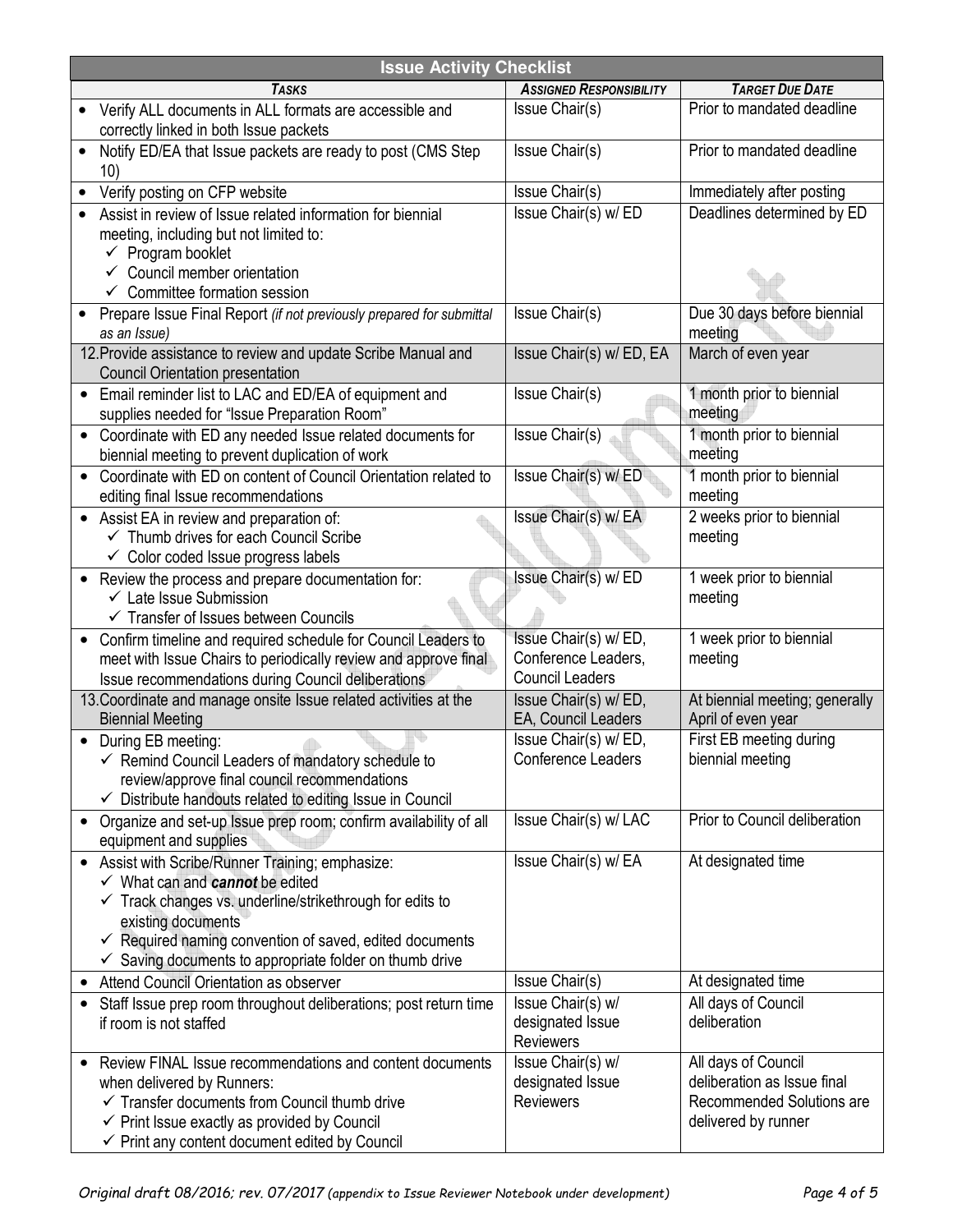| Issue Activity Checklist | | |
|---|---|---|
| ***Tasks*** | ***Assigned Responsibility*** | ***Target Due Date*** |
| • Verify ALL documents in ALL formats are accessible and correctly linked in both Issue packets | Issue Chair(s) | Prior to mandated deadline |
| • Notify ED/EA that Issue packets are ready to post (CMS Step 10) | Issue Chair(s) | Prior to mandated deadline |
| • Verify posting on CFP website | Issue Chair(s) | Immediately after posting |
| • Assist in review of Issue related information for biennial meeting, including but not limited to: ✓ Program booklet ✓ Council member orientation ✓ Committee formation session | Issue Chair(s) w/ ED | Deadlines determined by ED |
| • Prepare Issue Final Report *(if not previously prepared for submittal as an Issue)* | Issue Chair(s) | Due 30 days before biennial meeting |
| 12. Provide assistance to review and update Scribe Manual and Council Orientation presentation | Issue Chair(s) w/ ED, EA | March of even year |
| • Email reminder list to LAC and ED/EA of equipment and supplies needed for "Issue Preparation Room" | Issue Chair(s) | 1 month prior to biennial meeting |
| • Coordinate with ED any needed Issue related documents for biennial meeting to prevent duplication of work | Issue Chair(s) | 1 month prior to biennial meeting |
| • Coordinate with ED on content of Council Orientation related to editing final Issue recommendations | Issue Chair(s) w/ ED | 1 month prior to biennial meeting |
| • Assist EA in review and preparation of: ✓ Thumb drives for each Council Scribe ✓ Color coded Issue progress labels | Issue Chair(s) w/ EA | 2 weeks prior to biennial meeting |
| • Review the process and prepare documentation for: ✓ Late Issue Submission ✓ Transfer of Issues between Councils | Issue Chair(s) w/ ED | 1 week prior to biennial meeting |
| • Confirm timeline and required schedule for Council Leaders to meet with Issue Chairs to periodically review and approve final Issue recommendations during Council deliberations | Issue Chair(s) w/ ED, Conference Leaders, Council Leaders | 1 week prior to biennial meeting |
| 13. Coordinate and manage onsite Issue related activities at the Biennial Meeting | Issue Chair(s) w/ ED, EA, Council Leaders | At biennial meeting; generally April of even year |
| • During EB meeting: ✓ Remind Council Leaders of mandatory schedule to review/approve final council recommendations ✓ Distribute handouts related to editing Issue in Council | Issue Chair(s) w/ ED, Conference Leaders | First EB meeting during biennial meeting |
| • Organize and set-up Issue prep room; confirm availability of all equipment and supplies | Issue Chair(s) w/ LAC | Prior to Council deliberation |
| • Assist with Scribe/Runner Training; emphasize: ✓ What can and ***cannot*** be edited ✓ Track changes vs. underline/strikethrough for edits to existing documents ✓ Required naming convention of saved, edited documents ✓ Saving documents to appropriate folder on thumb drive | Issue Chair(s) w/ EA | At designated time |
| • Attend Council Orientation as observer | Issue Chair(s) | At designated time |
| • Staff Issue prep room throughout deliberations; post return time if room is not staffed | Issue Chair(s) w/ designated Issue Reviewers | All days of Council deliberation |
| • Review FINAL Issue recommendations and content documents when delivered by Runners: ✓ Transfer documents from Council thumb drive ✓ Print Issue exactly as provided by Council ✓ Print any content document edited by Council | Issue Chair(s) w/ designated Issue Reviewers | All days of Council deliberation as Issue final Recommended Solutions are delivered by runner |

*Original draft 08/2016; rev. 07/2017 (appendix to Issue Reviewer Notebook under development)*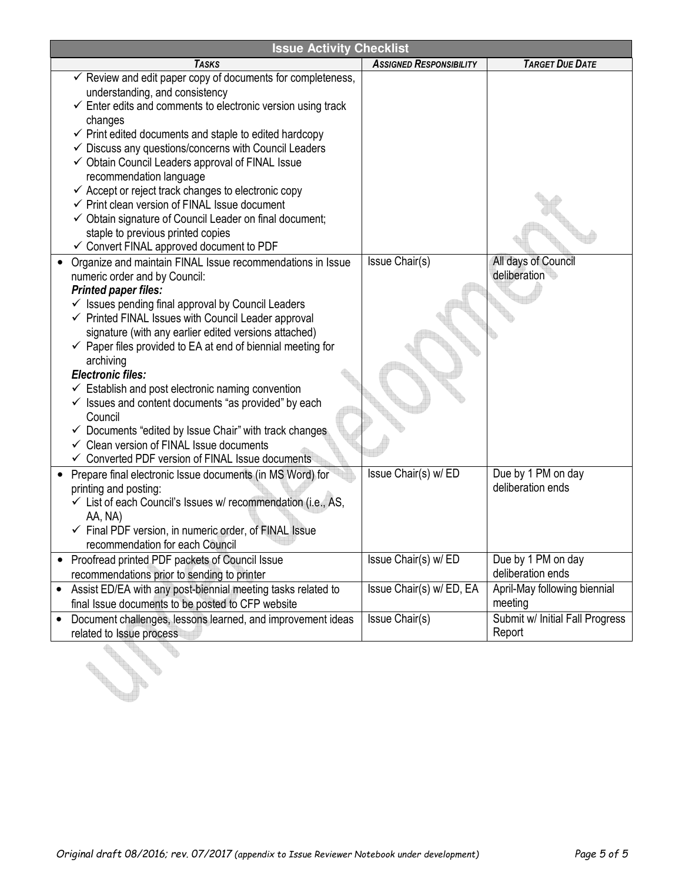| Issue Activity Checklist | | |
|---|---|---|
| ***Tasks*** | ***Assigned Responsibility*** | ***Target Due Date*** |
| ✓ Review and edit paper copy of documents for completeness, understanding, and consistency<br>✓ Enter edits and comments to electronic version using track changes<br>✓ Print edited documents and staple to edited hardcopy<br>✓ Discuss any questions/concerns with Council Leaders<br>✓ Obtain Council Leaders approval of FINAL Issue recommendation language<br>✓ Accept or reject track changes to electronic copy<br>✓ Print clean version of FINAL Issue document<br>✓ Obtain signature of Council Leader on final document; staple to previous printed copies<br>✓ Convert FINAL approved document to PDF | | |
| • Organize and maintain FINAL Issue recommendations in Issue numeric order and by Council:<br>***Printed paper files:***<br>✓ Issues pending final approval by Council Leaders<br>✓ Printed FINAL Issues with Council Leader approval signature (with any earlier edited versions attached)<br>✓ Paper files provided to EA at end of biennial meeting for archiving<br>***Electronic files:***<br>✓ Establish and post electronic naming convention<br>✓ Issues and content documents "as provided" by each Council<br>✓ Documents "edited by Issue Chair" with track changes<br>✓ Clean version of FINAL Issue documents<br>✓ Converted PDF version of FINAL Issue documents | Issue Chair(s) | All days of Council deliberation |
| • Prepare final electronic Issue documents (in MS Word) for printing and posting:<br>✓ List of each Council's Issues w/ recommendation (i.e., AS, AA, NA)<br>✓ Final PDF version, in numeric order, of FINAL Issue recommendation for each Council | Issue Chair(s) w/ ED | Due by 1 PM on day deliberation ends |
| • Proofread printed PDF packets of Council Issue recommendations prior to sending to printer | Issue Chair(s) w/ ED | Due by 1 PM on day deliberation ends |
| • Assist ED/EA with any post-biennial meeting tasks related to final Issue documents to be posted to CFP website | Issue Chair(s) w/ ED, EA | April-May following biennial meeting |
| • Document challenges, lessons learned, and improvement ideas related to Issue process | Issue Chair(s) | Submit w/ Initial Fall Progress Report |

*Original draft 08/2016; rev. 07/2017 (appendix to Issue Reviewer Notebook under development)*